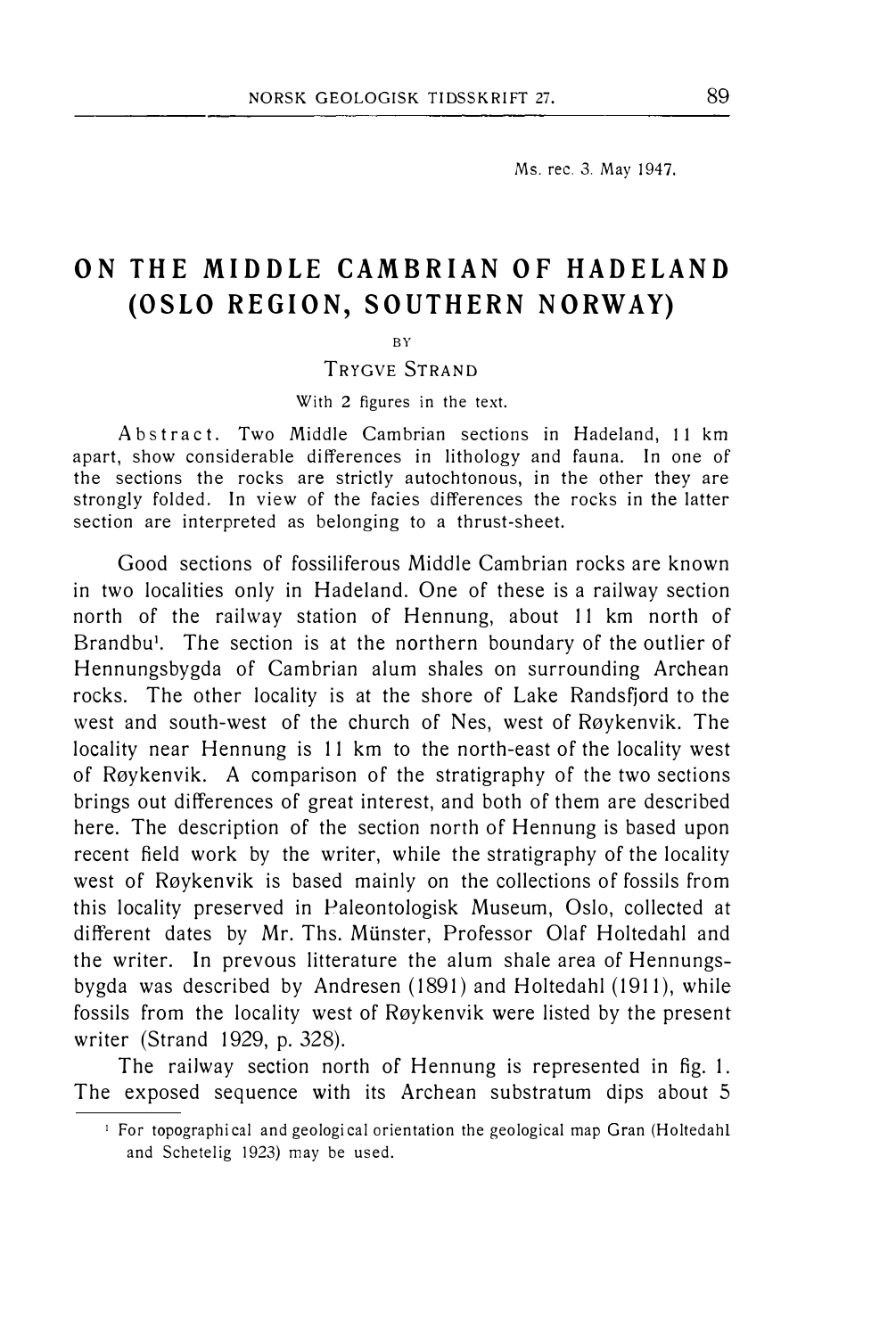Ms. rec. 3. May 1947.

# ON THE MIDDLE CAMBRIAN OF HADELAND (OSLO REGION, SOUTHERN NORWAY)

BY

TRYGVE STRAND

With 2 figures in the text.

Abstract. Two Middle Cambrian sections in Hadeland, 11 km apart, show considerable differences in lithology and fauna. In one of the sections the rocks are strictly autochtonous, in the other they are strongly folded. In view of the facies differences the rocks in the latter section are interpreted as belonging to a thrust-sheet.

Good sections of fossiliferous Middle Cambrian rocks are known in two localities only in Hadeland. One of these is a railway section north of the railway station of Hennung, about 11 km north of Brandbu[1]. The section is at the northern boundary of the outlier of Hennungsbygda of Cambrian alum shales on surrounding Archean rocks. The other locality is at the shore of Lake Randsfjord to the west and south-west of the church of Nes, west of Røykenvik. The locality near Hennung is 11 km to the north-east of the locality west of Røykenvik. A comparison of the stratigraphy of the two sections brings out differences of great interest, and both of them are described here. The description of the section north of Hennung is based upon recent field work by the writer, while the stratigraphy of the locality west of Røykenvik is based mainly on the collections of fossils from this locality preserved in Paleontologisk Museum, Oslo, collected at different dates by Mr. Ths. Münster, Professor Olaf Holtedahl and the writer. In prevous litterature the alum shale area of Hennungsbygda was described by Andresen (1891) and Holtedahl (1911), while fossils from the locality west of Røykenvik were listed by the present writer (Strand 1929, p. 328).

The railway section north of Hennung is represented in fig. 1. The exposed sequence with its Archean substratum dips about 5

[1] For topographical and geological orientation the geological map Gran (Holtedahl and Schetelig 1923) may be used.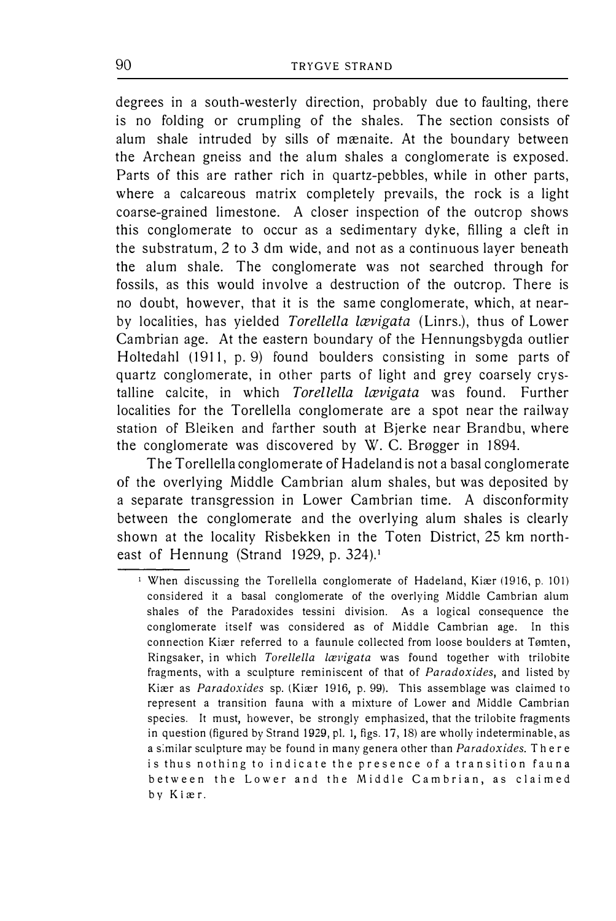degrees in a south-westerly direction, probably due to faulting, there is no folding or crumpling of the shales. The section consists of alum shale intruded by sills of mænaite. At the boundary between the Archean gneiss and the alum shales a conglomerate is exposed. Parts of this are rather rich in quartz-pebbles, while in other parts, where a calcareous matrix completely prevails, the rock is a light coarse-grained limestone. A closer inspection of the outcrop shows this conglomerate to occur as a sedimentary dyke, filling a cleft in the substratum, 2 to 3 dm wide, and not as a continuous layer beneath the alum shale. The conglomerate was not searched through for fossils, as this would involve a destruction of the outcrop. There is no doubt, however, that it is the same conglomerate, which, at near-by localities, has yielded *Torellella lævigata* (Linrs.), thus of Lower Cambrian age. At the eastern boundary of the Hennungsbygda outlier Holtedahl (1911, p. 9) found boulders consisting in some parts of quartz conglomerate, in other parts of light and grey coarsely crystalline calcite, in which *Torellella lævigata* was found. Further localities for the Torellella conglomerate are a spot near the railway station of Bleiken and farther south at Bjerke near Brandbu, where the conglomerate was discovered by W. C. Brøgger in 1894.

The Torellella conglomerate of Hadeland is not a basal conglomerate of the overlying Middle Cambrian alum shales, but was deposited by a separate transgression in Lower Cambrian time. A disconformity between the conglomerate and the overlying alum shales is clearly shown at the locality Risbekken in the Toten District, 25 km north-east of Hennung (Strand 1929, p. 324).[1]

[1] When discussing the Torellella conglomerate of Hadeland, Kiær (1916, p. 101) considered it a basal conglomerate of the overlying Middle Cambrian alum shales of the Paradoxides tessini division. As a logical consequence the conglomerate itself was considered as of Middle Cambrian age. In this connection Kiær referred to a faunule collected from loose boulders at Tømten, Ringsaker, in which *Torellella lævigata* was found together with trilobite fragments, with a sculpture reminiscent of that of *Paradoxides*, and listed by Kiær as *Paradoxides* sp. (Kiær 1916, p. 99). This assemblage was claimed to represent a transition fauna with a mixture of Lower and Middle Cambrian species. It must, however, be strongly emphasized, that the trilobite fragments in question (figured by Strand 1929, pl. 1, figs. 17, 18) are wholly indeterminable, as a similar sculpture may be found in many genera other than *Paradoxides*. There is thus nothing to indicate the presence of a transition fauna between the Lower and the Middle Cambrian, as claimed by Kiær.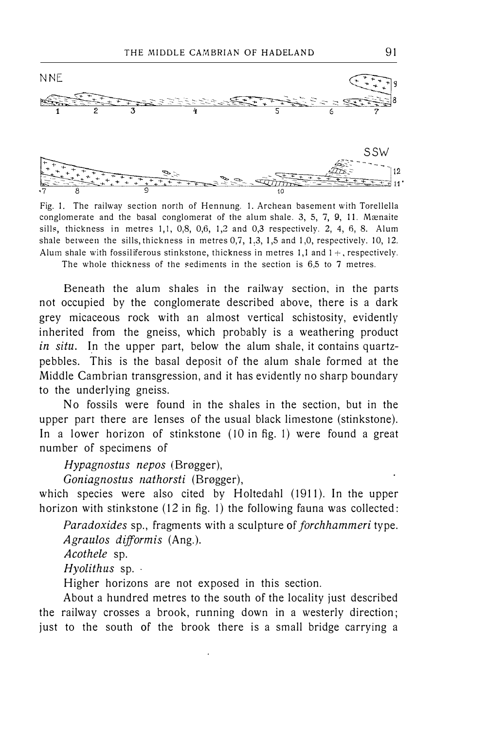Fig. 1. The railway section north of Hennung. 1. Archean basement with Torellella conglomerate and the basal conglomerat of the alum shale. 3, 5, 7, 9, 11. Mænaite sills, thickness in metres 1,1, 0,8, 0,6, 1,2 and 0,3 respectively. 2, 4, 6, 8. Alum shale between the sills, thickness in metres 0,7, 1,3, 1,5 and 1,0, respectively. 10, 12. Alum shale with fossiliferous stinkstone, thickness in metres 1,1 and 1 +, respectively. The whole thickness of the sediments in the section is 6,5 to 7 metres.

Beneath the alum shales in the railway section, in the parts not occupied by the conglomerate described above, there is a dark grey micaceous rock with an almost vertical schistosity, evidently inherited from the gneiss, which probably is a weathering product *in situ*. In the upper part, below the alum shale, it contains quartz-pebbles. This is the basal deposit of the alum shale formed at the Middle Cambrian transgression, and it has evidently no sharp boundary to the underlying gneiss.

No fossils were found in the shales in the section, but in the upper part there are lenses of the usual black limestone (stinkstone). In a lower horizon of stinkstone (10 in fig. 1) were found a great number of specimens of

*Hypagnostus nepos* (Brøgger),
*Goniagnostus nathorsti* (Brøgger),

which species were also cited by Holtedahl (1911). In the upper horizon with stinkstone (12 in fig. 1) the following fauna was collected:

*Paradoxides* sp., fragments with a sculpture of *forchhammeri* type.
*Agraulos difformis* (Ang.).
*Acothele* sp.
*Hyolithus* sp.

Higher horizons are not exposed in this section.

About a hundred metres to the south of the locality just described the railway crosses a brook, running down in a westerly direction; just to the south of the brook there is a small bridge carrying a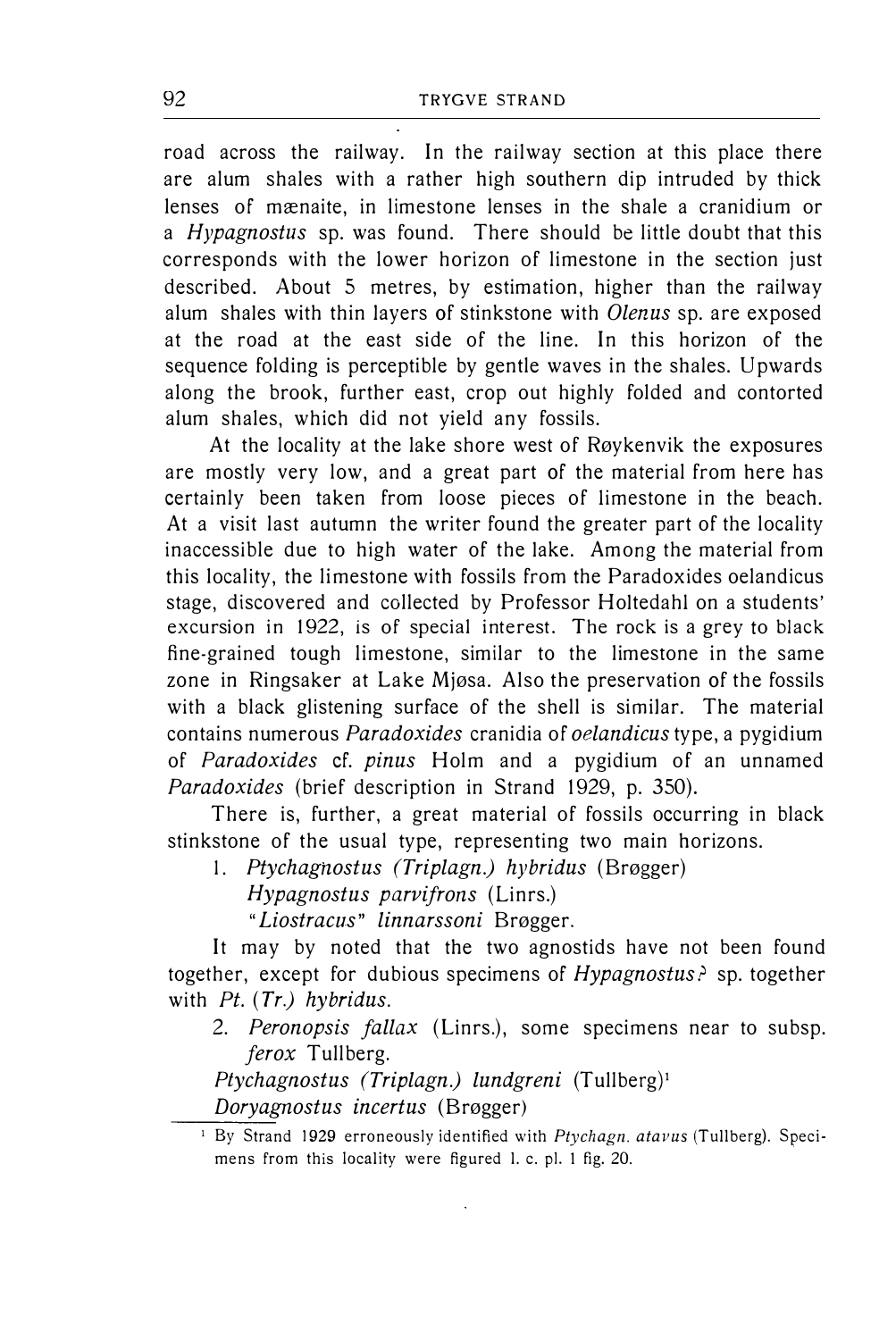road across the railway. In the railway section at this place there are alum shales with a rather high southern dip intruded by thick lenses of mænaite, in limestone lenses in the shale a cranidium or a *Hypagnostus* sp. was found. There should be little doubt that this corresponds with the lower horizon of limestone in the section just described. About 5 metres, by estimation, higher than the railway alum shales with thin layers of stinkstone with *Olenus* sp. are exposed at the road at the east side of the line. In this horizon of the sequence folding is perceptible by gentle waves in the shales. Upwards along the brook, further east, crop out highly folded and contorted alum shales, which did not yield any fossils.

At the locality at the lake shore west of Røykenvik the exposures are mostly very low, and a great part of the material from here has certainly been taken from loose pieces of limestone in the beach. At a visit last autumn the writer found the greater part of the locality inaccessible due to high water of the lake. Among the material from this locality, the limestone with fossils from the Paradoxides oelandicus stage, discovered and collected by Professor Holtedahl on a students' excursion in 1922, is of special interest. The rock is a grey to black fine-grained tough limestone, similar to the limestone in the same zone in Ringsaker at Lake Mjøsa. Also the preservation of the fossils with a black glistening surface of the shell is similar. The material contains numerous *Paradoxides* cranidia of *oelandicus* type, a pygidium of *Paradoxides* cf. *pinus* Holm and a pygidium of an unnamed *Paradoxides* (brief description in Strand 1929, p. 350).

There is, further, a great material of fossils occurring in black stinkstone of the usual type, representing two main horizons.

1. *Ptychagnostus (Triplagn.) hybridus* (Brøgger)
   *Hypagnostus parvifrons* (Linrs.)
   *"Liostracus" linnarssoni* Brøgger.

It may by noted that the two agnostids have not been found together, except for dubious specimens of *Hypagnostus?* sp. together with *Pt. (Tr.) hybridus.*

2. *Peronopsis fallax* (Linrs.), some specimens near to subsp. *ferox* Tullberg.
   *Ptychagnostus (Triplagn.) lundgreni* (Tullberg)[1]
   *Doryagnostus incertus* (Brøgger)

[1] By Strand 1929 erroneously identified with *Ptychagn. atavus* (Tullberg). Specimens from this locality were figured l. c. pl. 1 fig. 20.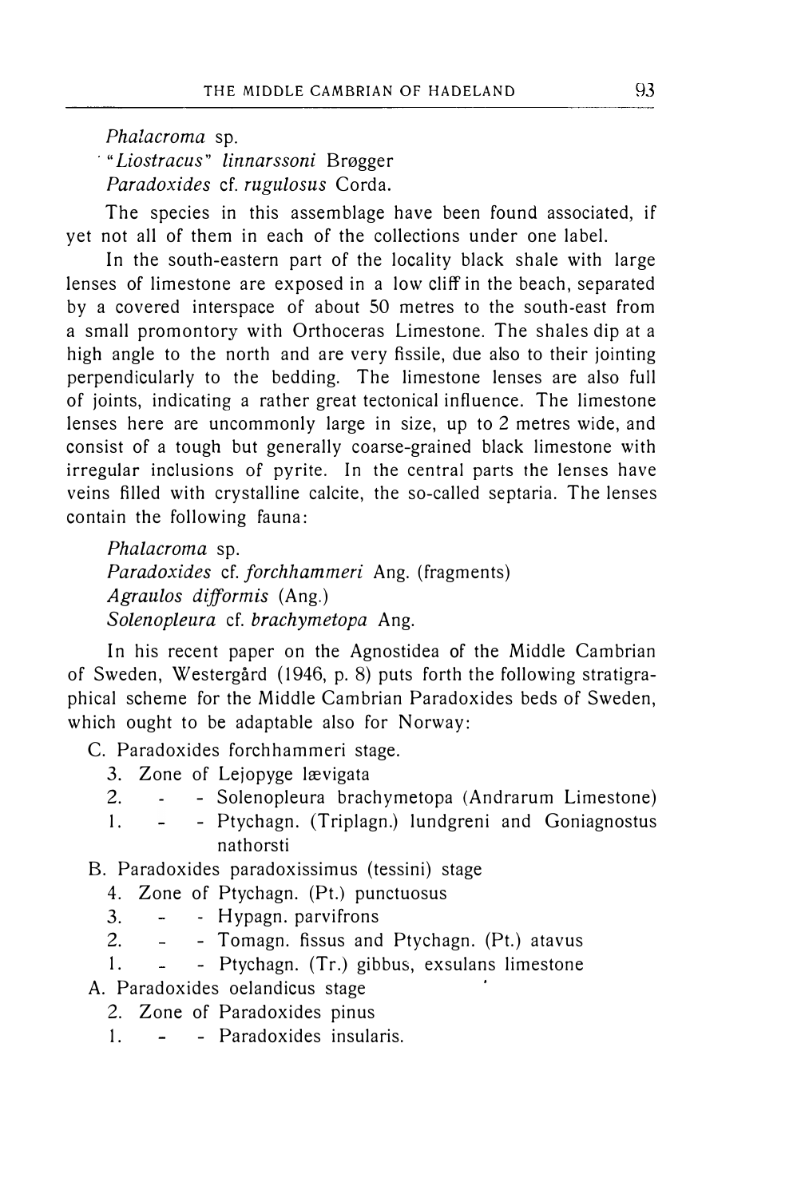*Phalacroma* sp.
"*Liostracus*" *linnarssoni* Brøgger
*Paradoxides* cf. *rugulosus* Corda.

The species in this assemblage have been found associated, if yet not all of them in each of the collections under one label.

In the south-eastern part of the locality black shale with large lenses of limestone are exposed in a low cliff in the beach, separated by a covered interspace of about 50 metres to the south-east from a small promontory with Orthoceras Limestone. The shales dip at a high angle to the north and are very fissile, due also to their jointing perpendicularly to the bedding. The limestone lenses are also full of joints, indicating a rather great tectonical influence. The limestone lenses here are uncommonly large in size, up to 2 metres wide, and consist of a tough but generally coarse-grained black limestone with irregular inclusions of pyrite. In the central parts the lenses have veins filled with crystalline calcite, the so-called septaria. The lenses contain the following fauna:

*Phalacroma* sp.
*Paradoxides* cf. *forchhammeri* Ang. (fragments)
*Agraulos difformis* (Ang.)
*Solenopleura* cf. *brachymetopa* Ang.

In his recent paper on the Agnostidea of the Middle Cambrian of Sweden, Westergård (1946, p. 8) puts forth the following stratigraphical scheme for the Middle Cambrian Paradoxides beds of Sweden, which ought to be adaptable also for Norway:

C. Paradoxides forchhammeri stage.
  3. Zone of Lejopyge lævigata
  2. - - Solenopleura brachymetopa (Andrarum Limestone)
  1. - - Ptychagn. (Triplagn.) lundgreni and Goniagnostus nathorsti

B. Paradoxides paradoxissimus (tessini) stage
  4. Zone of Ptychagn. (Pt.) punctuosus
  3. - - Hypagn. parvifrons
  2. - - Tomagn. fissus and Ptychagn. (Pt.) atavus
  1. - - Ptychagn. (Tr.) gibbus, exsulans limestone

A. Paradoxides oelandicus stage
  2. Zone of Paradoxides pinus
  1. - - Paradoxides insularis.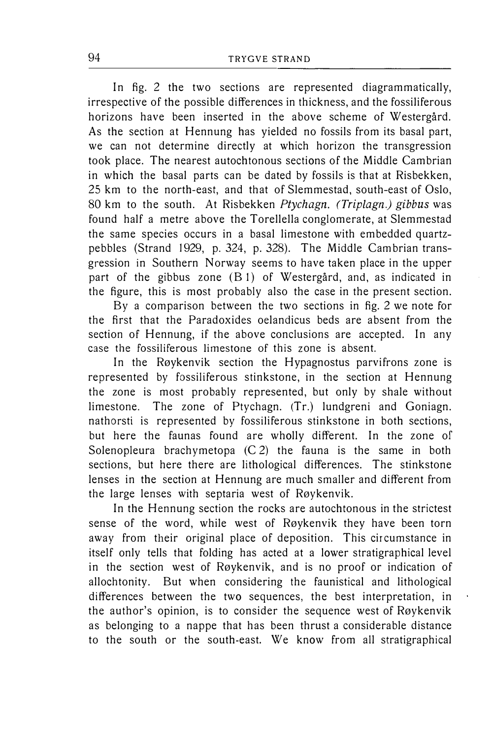In fig. 2 the two sections are represented diagrammatically, irrespective of the possible differences in thickness, and the fossiliferous horizons have been inserted in the above scheme of Westergård. As the section at Hennung has yielded no fossils from its basal part, we can not determine directly at which horizon the transgression took place. The nearest autochtonous sections of the Middle Cambrian in which the basal parts can be dated by fossils is that at Risbekken, 25 km to the north-east, and that of Slemmestad, south-east of Oslo, 80 km to the south. At Risbekken *Ptychagn. (Triplagn.) gibbus* was found half a metre above the Torellella conglomerate, at Slemmestad the same species occurs in a basal limestone with embedded quartz-pebbles (Strand 1929, p. 324, p. 328). The Middle Cambrian transgression in Southern Norway seems to have taken place in the upper part of the gibbus zone (B 1) of Westergård, and, as indicated in the figure, this is most probably also the case in the present section.

By a comparison between the two sections in fig. 2 we note for the first that the Paradoxides oelandicus beds are absent from the section of Hennung, if the above conclusions are accepted. In any case the fossiliferous limestone of this zone is absent.

In the Røykenvik section the Hypagnostus parvifrons zone is represented by fossiliferous stinkstone, in the section at Hennung the zone is most probably represented, but only by shale without limestone. The zone of Ptychagn. (Tr.) lundgreni and Goniagn. nathorsti is represented by fossiliferous stinkstone in both sections, but here the faunas found are wholly different. In the zone of Solenopleura brachymetopa (C 2) the fauna is the same in both sections, but here there are lithological differences. The stinkstone lenses in the section at Hennung are much smaller and different from the large lenses with septaria west of Røykenvik.

In the Hennung section the rocks are autochtonous in the strictest sense of the word, while west of Røykenvik they have been torn away from their original place of deposition. This circumstance in itself only tells that folding has acted at a lower stratigraphical level in the section west of Røykenvik, and is no proof or indication of allochtonity. But when considering the faunistical and lithological differences between the two sequences, the best interpretation, in the author's opinion, is to consider the sequence west of Røykenvik as belonging to a nappe that has been thrust a considerable distance to the south or the south-east. We know from all stratigraphical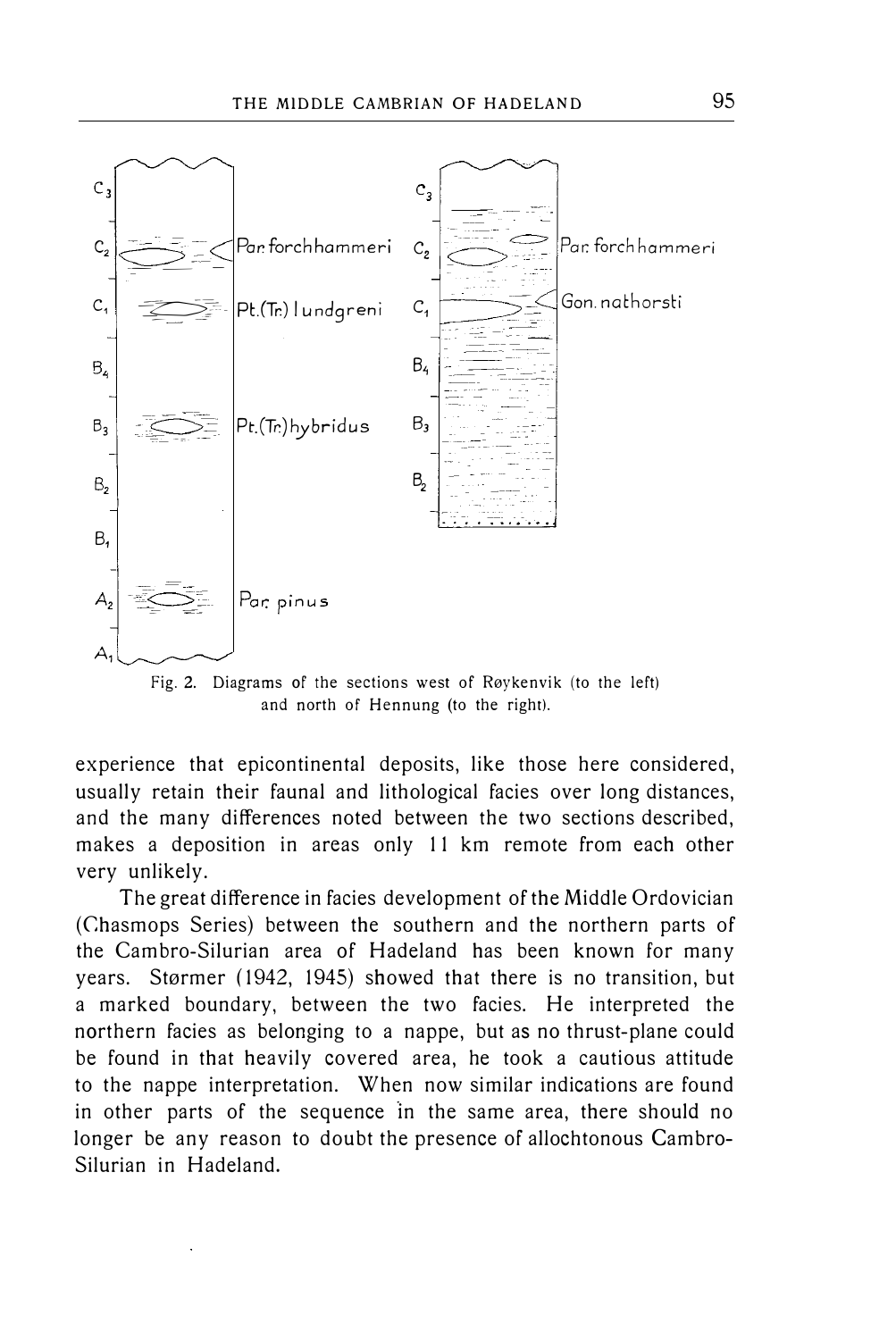Fig. 2. Diagrams of the sections west of Røykenvik (to the left) and north of Hennung (to the right).

experience that epicontinental deposits, like those here considered, usually retain their faunal and lithological facies over long distances, and the many differences noted between the two sections described, makes a deposition in areas only 11 km remote from each other very unlikely.

The great difference in facies development of the Middle Ordovician (Chasmops Series) between the southern and the northern parts of the Cambro-Silurian area of Hadeland has been known for many years. Størmer (1942, 1945) showed that there is no transition, but a marked boundary, between the two facies. He interpreted the northern facies as belonging to a nappe, but as no thrust-plane could be found in that heavily covered area, he took a cautious attitude to the nappe interpretation. When now similar indications are found in other parts of the sequence in the same area, there should no longer be any reason to doubt the presence of allochtonous Cambro-Silurian in Hadeland.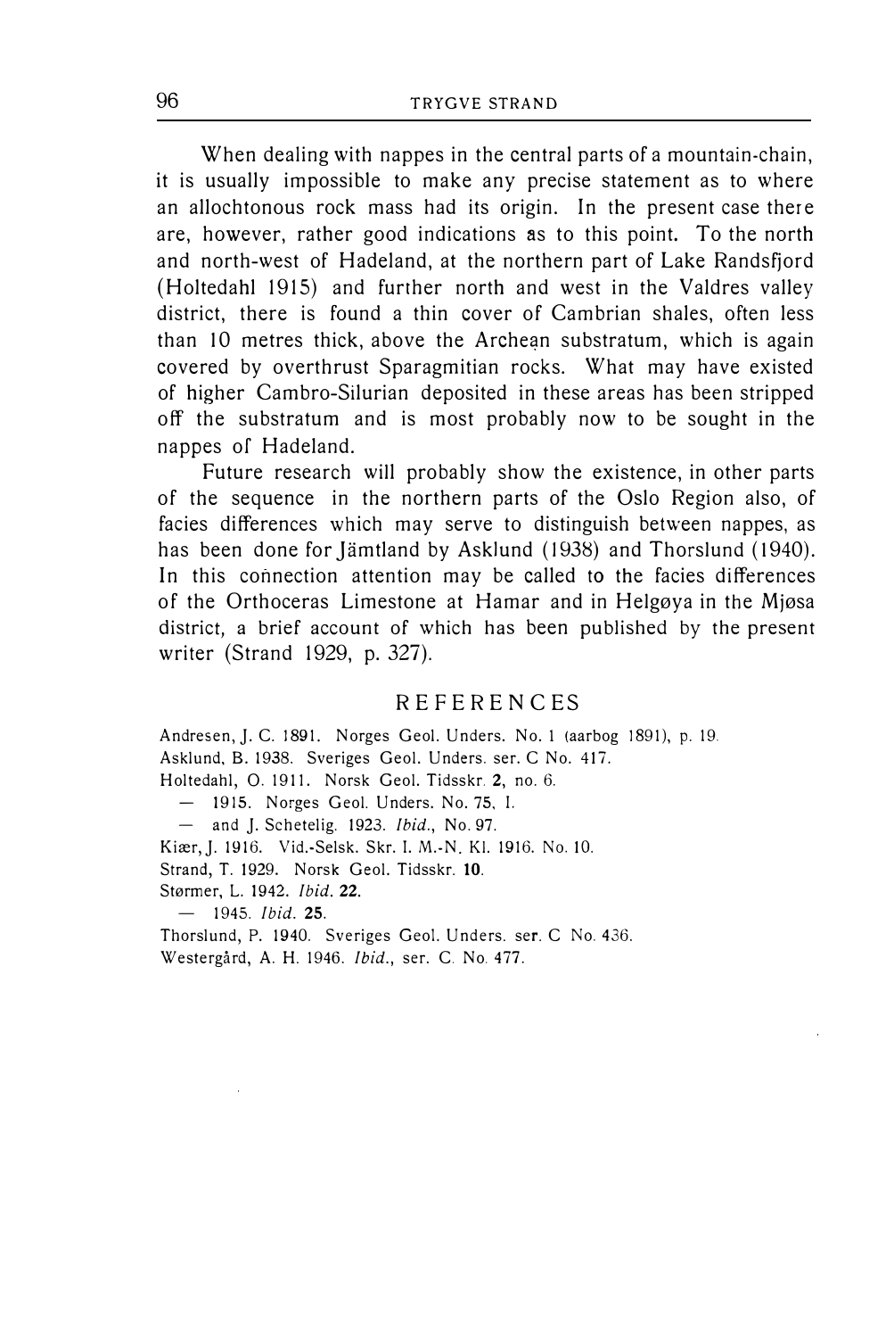When dealing with nappes in the central parts of a mountain-chain, it is usually impossible to make any precise statement as to where an allochtonous rock mass had its origin. In the present case there are, however, rather good indications as to this point. To the north and north-west of Hadeland, at the northern part of Lake Randsfjord (Holtedahl 1915) and further north and west in the Valdres valley district, there is found a thin cover of Cambrian shales, often less than 10 metres thick, above the Archean substratum, which is again covered by overthrust Sparagmitian rocks. What may have existed of higher Cambro-Silurian deposited in these areas has been stripped off the substratum and is most probably now to be sought in the nappes of Hadeland.

Future research will probably show the existence, in other parts of the sequence in the northern parts of the Oslo Region also, of facies differences which may serve to distinguish between nappes, as has been done for Jämtland by Asklund (1938) and Thorslund (1940). In this connection attention may be called to the facies differences of the Orthoceras Limestone at Hamar and in Helgøya in the Mjøsa district, a brief account of which has been published by the present writer (Strand 1929, p. 327).

## REFERENCES

Andresen, J. C. 1891. Norges Geol. Unders. No. 1 (aarbog 1891), p. 19.
Asklund, B. 1938. Sveriges Geol. Unders. ser. C No. 417.
Holtedahl, O. 1911. Norsk Geol. Tidsskr. **2**, no. 6.
— 1915. Norges Geol. Unders. No. 75, I.
— and J. Schetelig. 1923. *Ibid.*, No. 97.
Kiær, J. 1916. Vid.-Selsk. Skr. I. M.-N. Kl. 1916. No. 10.
Strand, T. 1929. Norsk Geol. Tidsskr. **10**.
Størmer, L. 1942. *Ibid.* **22**.
— 1945. *Ibid.* **25**.
Thorslund, P. 1940. Sveriges Geol. Unders. ser. C No. 436.
Westergård, A. H. 1946. *Ibid.*, ser. C. No. 477.